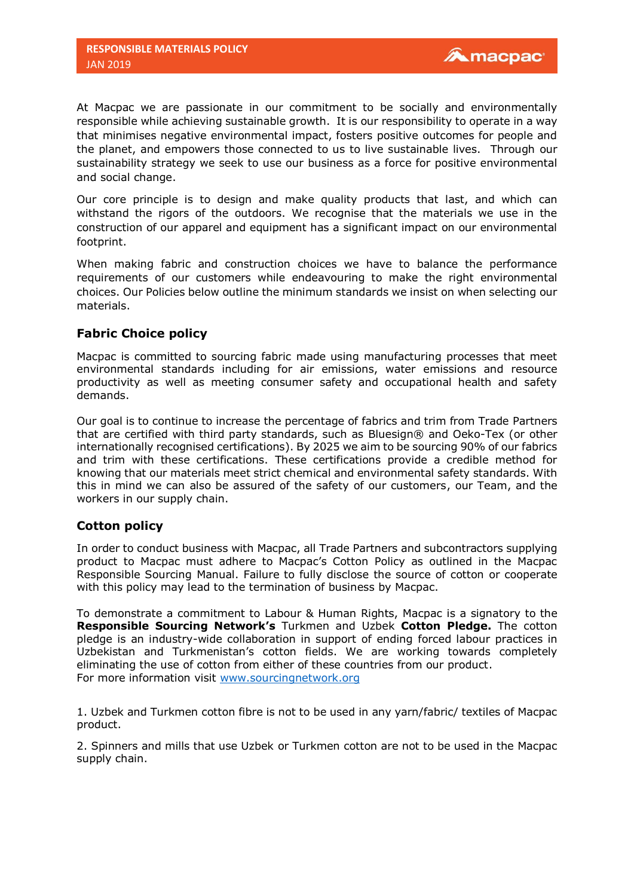**RESPONSIBLE MATERIALS POLICY**
JAN 2019

At Macpac we are passionate in our commitment to be socially and environmentally responsible while achieving sustainable growth. It is our responsibility to operate in a way that minimises negative environmental impact, fosters positive outcomes for people and the planet, and empowers those connected to us to live sustainable lives. Through our sustainability strategy we seek to use our business as a force for positive environmental and social change.

Our core principle is to design and make quality products that last, and which can withstand the rigors of the outdoors. We recognise that the materials we use in the construction of our apparel and equipment has a significant impact on our environmental footprint.

When making fabric and construction choices we have to balance the performance requirements of our customers while endeavouring to make the right environmental choices. Our Policies below outline the minimum standards we insist on when selecting our materials.

## Fabric Choice policy

Macpac is committed to sourcing fabric made using manufacturing processes that meet environmental standards including for air emissions, water emissions and resource productivity as well as meeting consumer safety and occupational health and safety demands.

Our goal is to continue to increase the percentage of fabrics and trim from Trade Partners that are certified with third party standards, such as Bluesign® and Oeko-Tex (or other internationally recognised certifications). By 2025 we aim to be sourcing 90% of our fabrics and trim with these certifications. These certifications provide a credible method for knowing that our materials meet strict chemical and environmental safety standards. With this in mind we can also be assured of the safety of our customers, our Team, and the workers in our supply chain.

## Cotton policy

In order to conduct business with Macpac, all Trade Partners and subcontractors supplying product to Macpac must adhere to Macpac's Cotton Policy as outlined in the Macpac Responsible Sourcing Manual. Failure to fully disclose the source of cotton or cooperate with this policy may lead to the termination of business by Macpac.

To demonstrate a commitment to Labour & Human Rights, Macpac is a signatory to the **Responsible Sourcing Network's** Turkmen and Uzbek **Cotton Pledge.** The cotton pledge is an industry-wide collaboration in support of ending forced labour practices in Uzbekistan and Turkmenistan's cotton fields. We are working towards completely eliminating the use of cotton from either of these countries from our product.
For more information visit [www.sourcingnetwork.org](http://www.sourcingnetwork.org)

1. Uzbek and Turkmen cotton fibre is not to be used in any yarn/fabric/ textiles of Macpac product.

2. Spinners and mills that use Uzbek or Turkmen cotton are not to be used in the Macpac supply chain.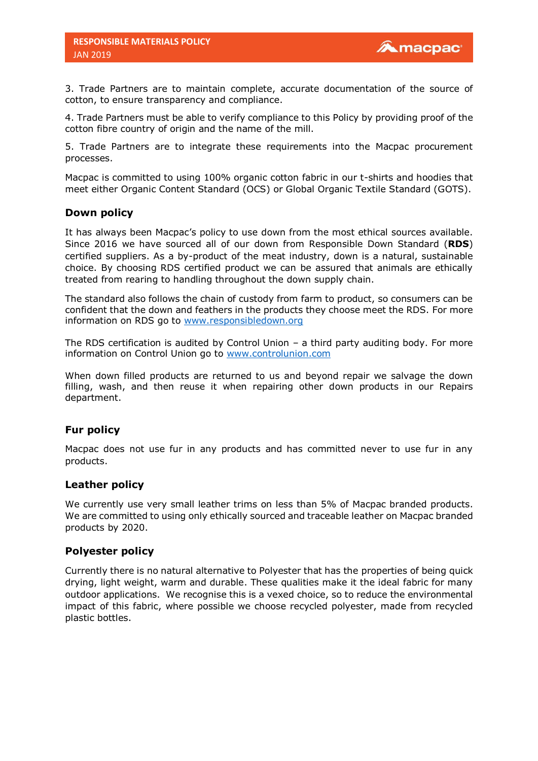3. Trade Partners are to maintain complete, accurate documentation of the source of cotton, to ensure transparency and compliance.

4. Trade Partners must be able to verify compliance to this Policy by providing proof of the cotton fibre country of origin and the name of the mill.

5. Trade Partners are to integrate these requirements into the Macpac procurement processes.

Macpac is committed to using 100% organic cotton fabric in our t-shirts and hoodies that meet either Organic Content Standard (OCS) or Global Organic Textile Standard (GOTS).

### Down policy

It has always been Macpac's policy to use down from the most ethical sources available. Since 2016 we have sourced all of our down from Responsible Down Standard (**RDS**) certified suppliers. As a by-product of the meat industry, down is a natural, sustainable choice. By choosing RDS certified product we can be assured that animals are ethically treated from rearing to handling throughout the down supply chain.

The standard also follows the chain of custody from farm to product, so consumers can be confident that the down and feathers in the products they choose meet the RDS. For more information on RDS go to [www.responsibledown.org](http://www.responsibledown.org)

The RDS certification is audited by Control Union – a third party auditing body. For more information on Control Union go to [www.controlunion.com](http://www.controlunion.com)

When down filled products are returned to us and beyond repair we salvage the down filling, wash, and then reuse it when repairing other down products in our Repairs department.

### Fur policy

Macpac does not use fur in any products and has committed never to use fur in any products.

### Leather policy

We currently use very small leather trims on less than 5% of Macpac branded products. We are committed to using only ethically sourced and traceable leather on Macpac branded products by 2020.

### Polyester policy

Currently there is no natural alternative to Polyester that has the properties of being quick drying, light weight, warm and durable. These qualities make it the ideal fabric for many outdoor applications. We recognise this is a vexed choice, so to reduce the environmental impact of this fabric, where possible we choose recycled polyester, made from recycled plastic bottles.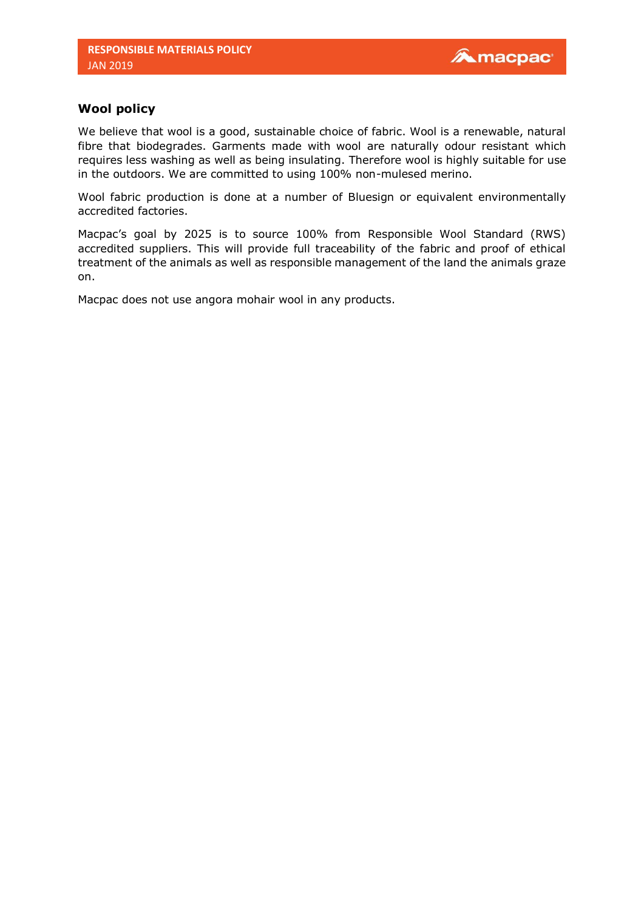## Wool policy

We believe that wool is a good, sustainable choice of fabric. Wool is a renewable, natural fibre that biodegrades. Garments made with wool are naturally odour resistant which requires less washing as well as being insulating. Therefore wool is highly suitable for use in the outdoors. We are committed to using 100% non-mulesed merino.

Wool fabric production is done at a number of Bluesign or equivalent environmentally accredited factories.

Macpac's goal by 2025 is to source 100% from Responsible Wool Standard (RWS) accredited suppliers. This will provide full traceability of the fabric and proof of ethical treatment of the animals as well as responsible management of the land the animals graze on.

Macpac does not use angora mohair wool in any products.